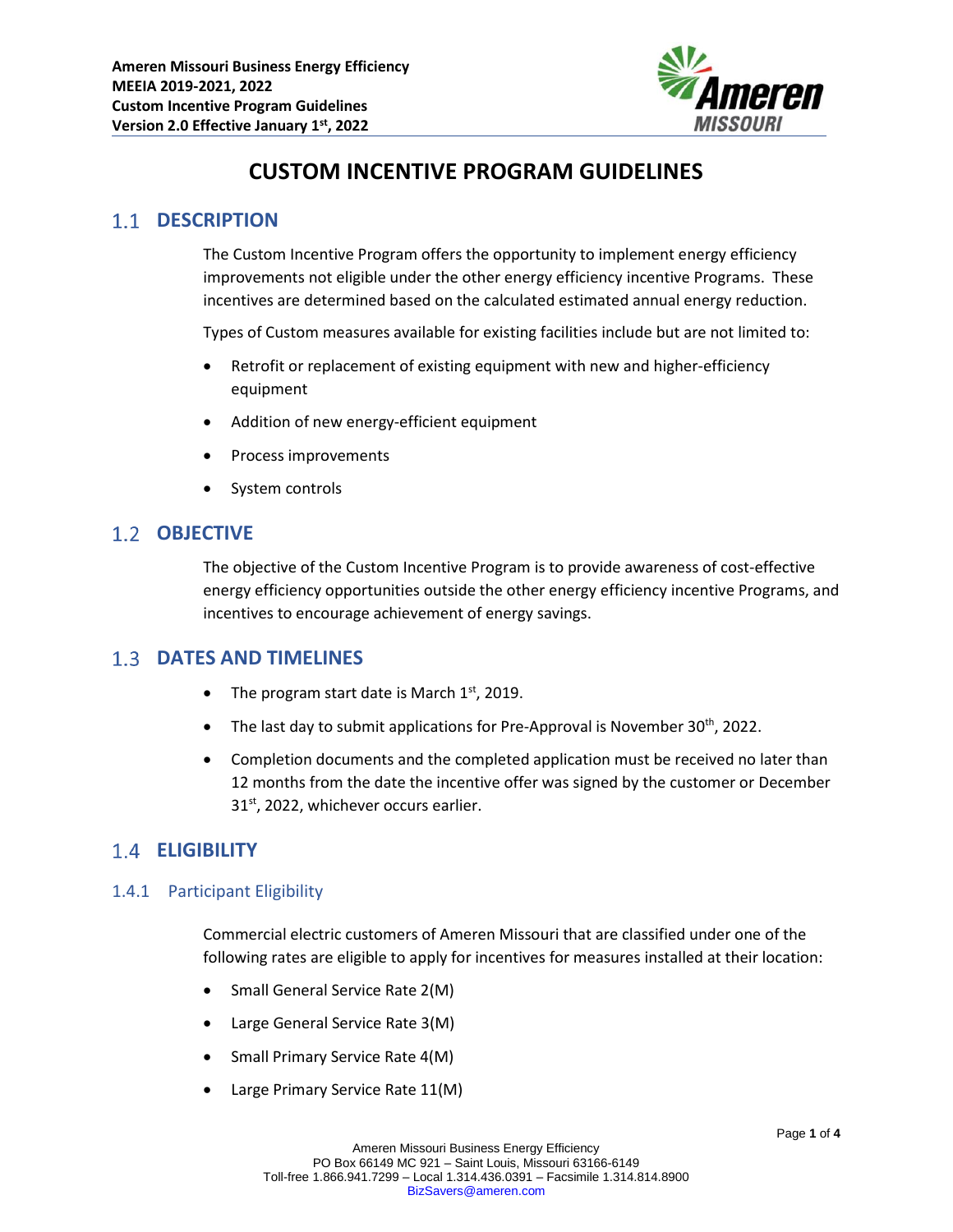# CUSTOM INCENTIVE PROGRAM GUIDELINES

## 1.1 DESCRIPTION

The Custom Incentive Program offers the opportunity to implement energy efficiency improvements not eligible under the other energy efficiency incentive Programs. These incentives are determined based on the calculated estimated annual energy reduction.

Types of Custom measures available for existing facilities include but are not limited to:

- Retrofit or replacement of existing equipment with new and higher-efficiency equipment
- Addition of new energy-efficient equipment
- Process improvements
- System controls

## 1.2 OBJECTIVE

The objective of the Custom Incentive Program is to provide awareness of cost-effective energy efficiency opportunities outside the other energy efficiency incentive Programs, and incentives to encourage achievement of energy savings.

## 1.3 DATES AND TIMELINES

- The program start date is March 1st, 2019.
- The last day to submit applications for Pre-Approval is November 30th, 2022.
- Completion documents and the completed application must be received no later than 12 months from the date the incentive offer was signed by the customer or December 31st, 2022, whichever occurs earlier.

## 1.4 ELIGIBILITY

### 1.4.1 Participant Eligibility

Commercial electric customers of Ameren Missouri that are classified under one of the following rates are eligible to apply for incentives for measures installed at their location:

- Small General Service Rate 2(M)
- Large General Service Rate 3(M)
- Small Primary Service Rate 4(M)
- Large Primary Service Rate 11(M)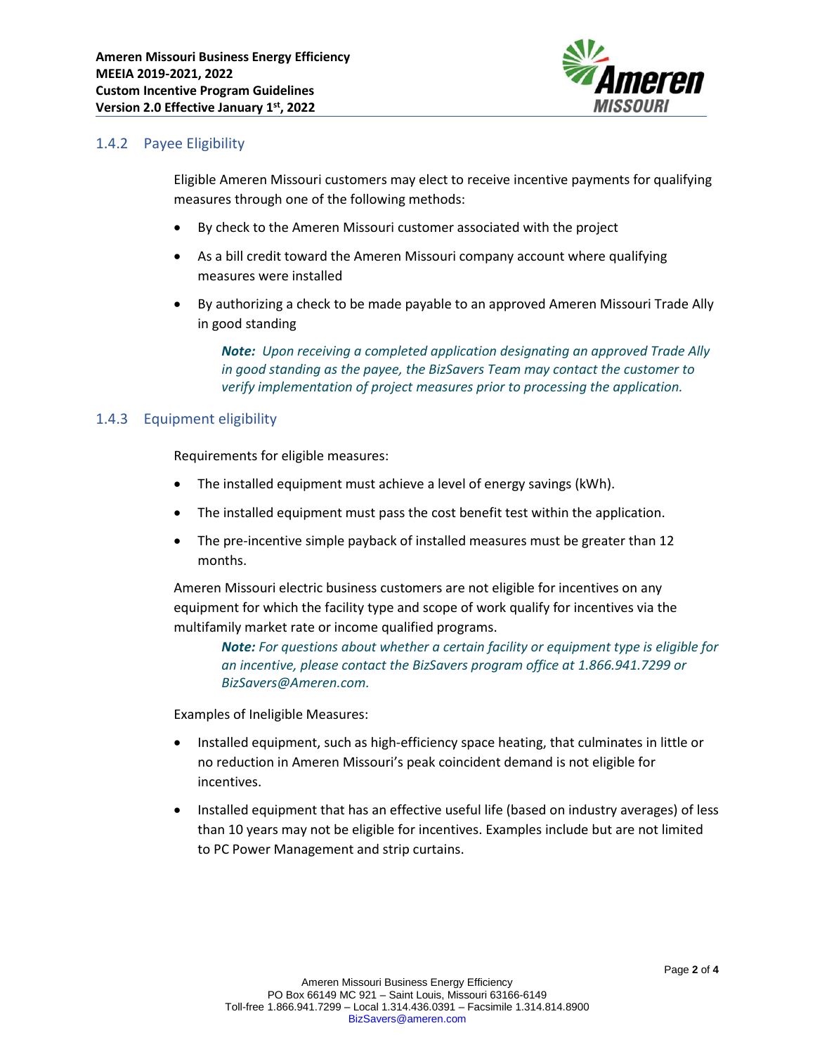### 1.4.2 Payee Eligibility

Eligible Ameren Missouri customers may elect to receive incentive payments for qualifying measures through one of the following methods:

- By check to the Ameren Missouri customer associated with the project
- As a bill credit toward the Ameren Missouri company account where qualifying measures were installed
- By authorizing a check to be made payable to an approved Ameren Missouri Trade Ally in good standing

> ***Note:*** *Upon receiving a completed application designating an approved Trade Ally in good standing as the payee, the BizSavers Team may contact the customer to verify implementation of project measures prior to processing the application.*

### 1.4.3 Equipment eligibility

Requirements for eligible measures:

- The installed equipment must achieve a level of energy savings (kWh).
- The installed equipment must pass the cost benefit test within the application.
- The pre-incentive simple payback of installed measures must be greater than 12 months.

Ameren Missouri electric business customers are not eligible for incentives on any equipment for which the facility type and scope of work qualify for incentives via the multifamily market rate or income qualified programs.

> ***Note:*** *For questions about whether a certain facility or equipment type is eligible for an incentive, please contact the BizSavers program office at 1.866.941.7299 or BizSavers@Ameren.com.*

Examples of Ineligible Measures:

- Installed equipment, such as high-efficiency space heating, that culminates in little or no reduction in Ameren Missouri's peak coincident demand is not eligible for incentives.
- Installed equipment that has an effective useful life (based on industry averages) of less than 10 years may not be eligible for incentives. Examples include but are not limited to PC Power Management and strip curtains.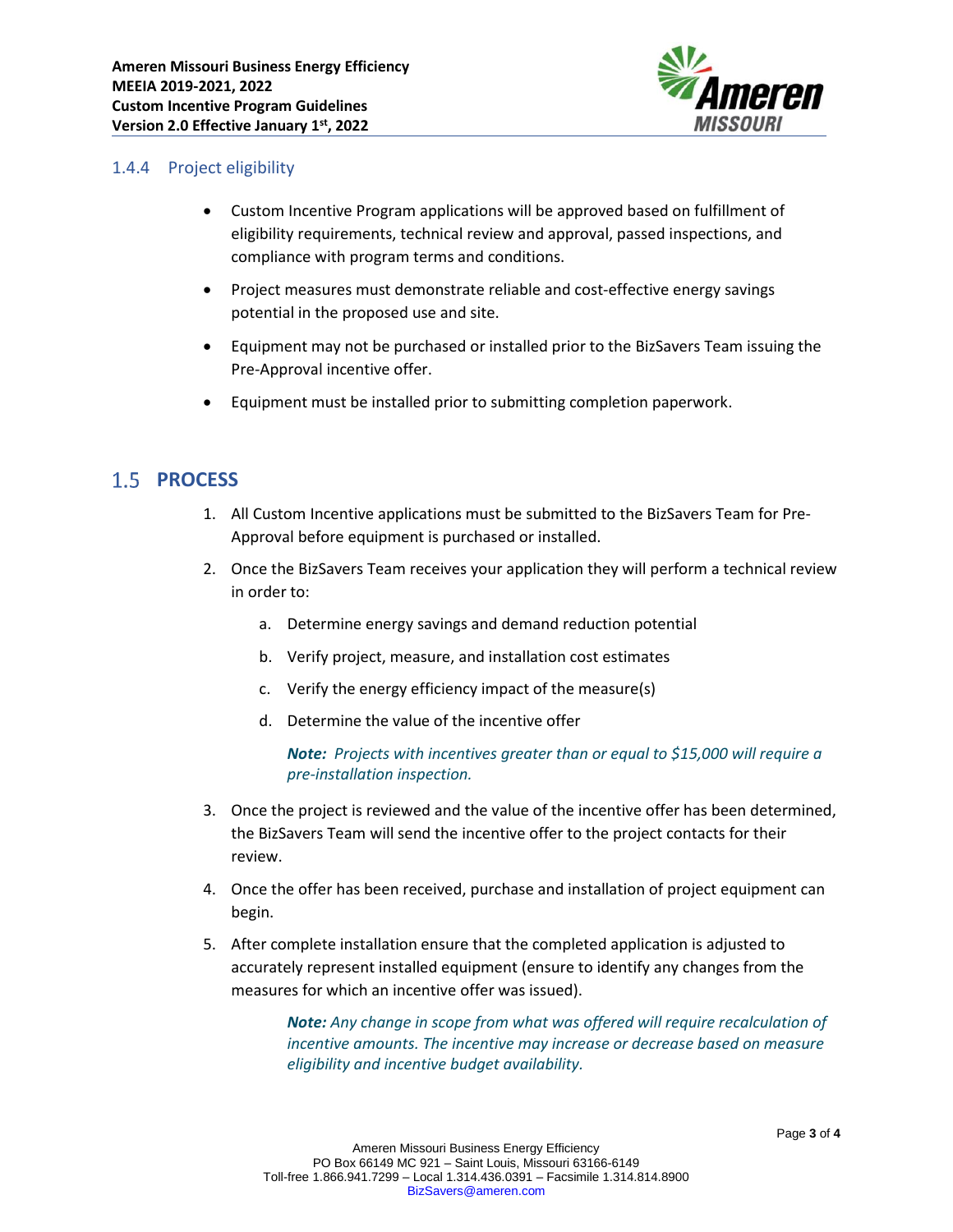### 1.4.4 Project eligibility

- Custom Incentive Program applications will be approved based on fulfillment of eligibility requirements, technical review and approval, passed inspections, and compliance with program terms and conditions.
- Project measures must demonstrate reliable and cost-effective energy savings potential in the proposed use and site.
- Equipment may not be purchased or installed prior to the BizSavers Team issuing the Pre-Approval incentive offer.
- Equipment must be installed prior to submitting completion paperwork.

## 1.5 PROCESS

1. All Custom Incentive applications must be submitted to the BizSavers Team for Pre-Approval before equipment is purchased or installed.
2. Once the BizSavers Team receives your application they will perform a technical review in order to:
   a. Determine energy savings and demand reduction potential
   b. Verify project, measure, and installation cost estimates
   c. Verify the energy efficiency impact of the measure(s)
   d. Determine the value of the incentive offer

   ***Note:*** *Projects with incentives greater than or equal to $15,000 will require a pre-installation inspection.*

3. Once the project is reviewed and the value of the incentive offer has been determined, the BizSavers Team will send the incentive offer to the project contacts for their review.
4. Once the offer has been received, purchase and installation of project equipment can begin.
5. After complete installation ensure that the completed application is adjusted to accurately represent installed equipment (ensure to identify any changes from the measures for which an incentive offer was issued).

   ***Note:*** *Any change in scope from what was offered will require recalculation of incentive amounts. The incentive may increase or decrease based on measure eligibility and incentive budget availability.*

Ameren Missouri Business Energy Efficiency
PO Box 66149 MC 921 – Saint Louis, Missouri 63166-6149
Toll-free 1.866.941.7299 – Local 1.314.436.0391 – Facsimile 1.314.814.8900
BizSavers@ameren.com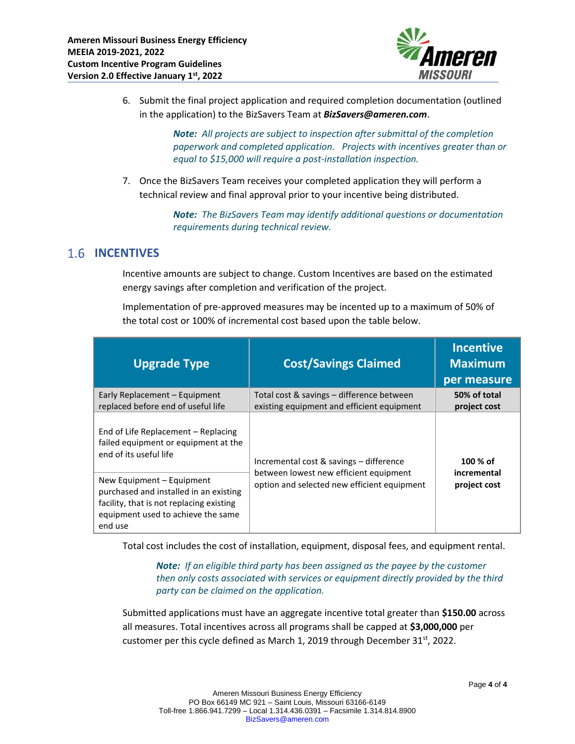6. Submit the final project application and required completion documentation (outlined in the application) to the BizSavers Team at ***BizSavers@ameren.com***.

   > ***Note:*** *All projects are subject to inspection after submittal of the completion paperwork and completed application. Projects with incentives greater than or equal to $15,000 will require a post-installation inspection.*

7. Once the BizSavers Team receives your completed application they will perform a technical review and final approval prior to your incentive being distributed.

   > ***Note:*** *The BizSavers Team may identify additional questions or documentation requirements during technical review.*

## 1.6 INCENTIVES

Incentive amounts are subject to change. Custom Incentives are based on the estimated energy savings after completion and verification of the project.

Implementation of pre-approved measures may be incented up to a maximum of 50% of the total cost or 100% of incremental cost based upon the table below.

| Upgrade Type | Cost/Savings Claimed | Incentive Maximum per measure |
|---|---|---|
| Early Replacement – Equipment replaced before end of useful life | Total cost & savings – difference between existing equipment and efficient equipment | **50% of total project cost** |
| End of Life Replacement – Replacing failed equipment or equipment at the end of its useful life | Incremental cost & savings – difference between lowest new efficient equipment option and selected new efficient equipment | **100 % of incremental project cost** |
| New Equipment – Equipment purchased and installed in an existing facility, that is not replacing existing equipment used to achieve the same end use | | |

Total cost includes the cost of installation, equipment, disposal fees, and equipment rental.

> ***Note:*** *If an eligible third party has been assigned as the payee by the customer then only costs associated with services or equipment directly provided by the third party can be claimed on the application.*

Submitted applications must have an aggregate incentive total greater than **$150.00** across all measures. Total incentives across all programs shall be capped at **$3,000,000** per customer per this cycle defined as March 1, 2019 through December 31st, 2022.